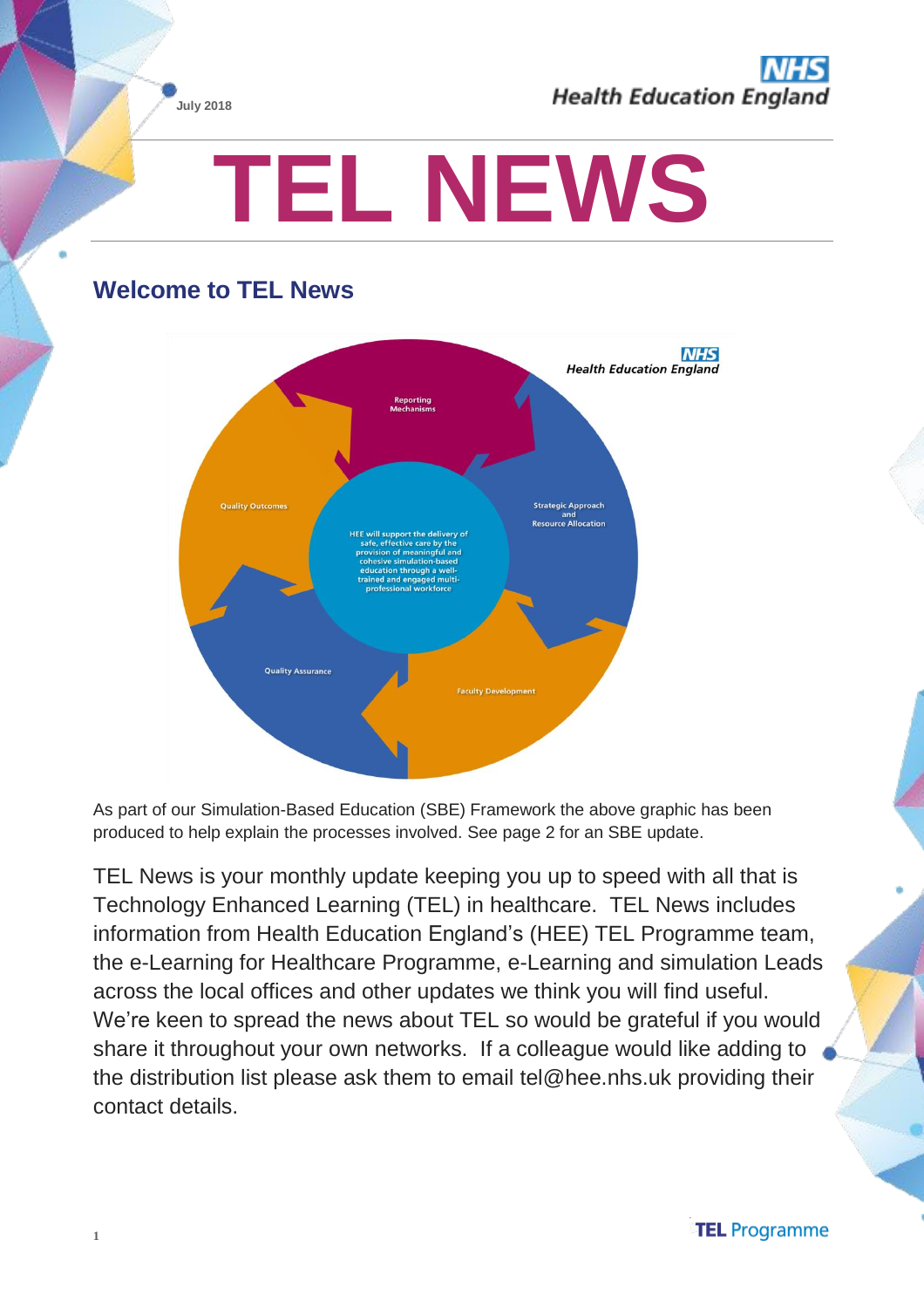July 2018

# TEL NEWS

## Welcome to TEL News

As part of our Simulation-Based Education (SBE) Framework the above graphic has been produced to help explain the processes involved. See page 2 for an SBE update.

TEL News is your monthly update keeping you up to speed with all that is Technology Enhanced Learning (TEL) in healthcare. TEL News includes information from Health Education England's (HEE) TEL Programme team, the e-Learning for Healthcare Programme, e-Learning and simulation Leads across the local offices and other updates we think you will find useful. We're keen to spread the news about TEL so would be grateful if you would share it throughout your own networks. If a colleague would like adding to the distribution list please ask them to email tel@hee.nhs.uk providing their contact details.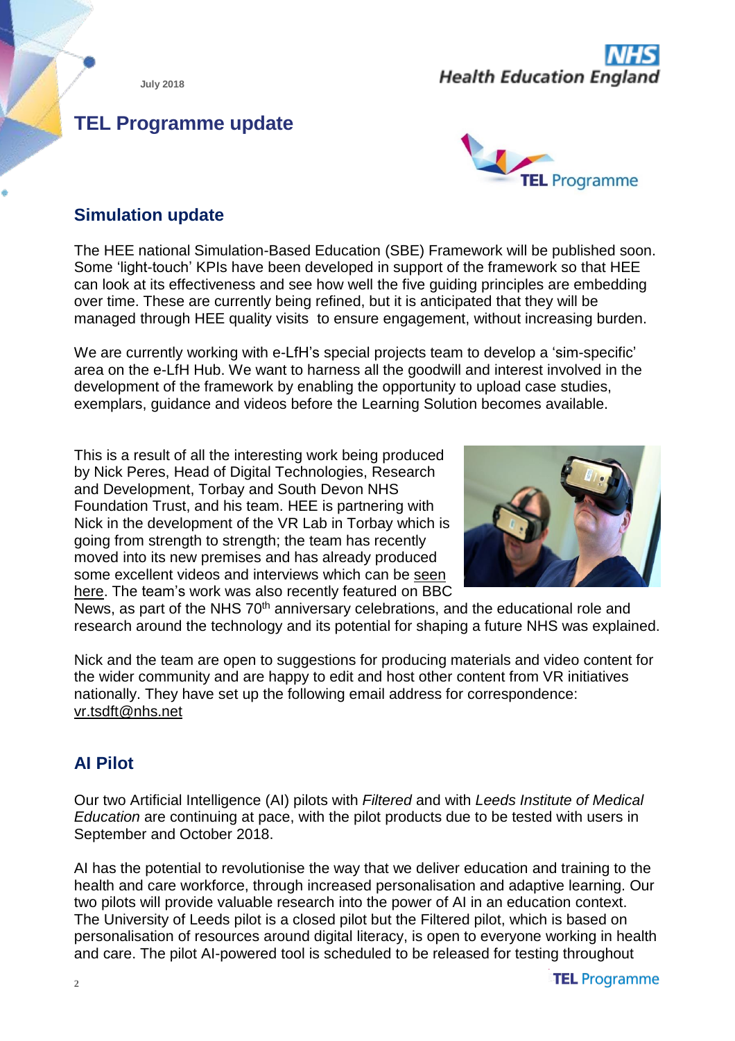July 2018

# TEL Programme update

## Simulation update

The HEE national Simulation-Based Education (SBE) Framework will be published soon. Some 'light-touch' KPIs have been developed in support of the framework so that HEE can look at its effectiveness and see how well the five guiding principles are embedding over time. These are currently being refined, but it is anticipated that they will be managed through HEE quality visits to ensure engagement, without increasing burden.

We are currently working with e-LfH's special projects team to develop a 'sim-specific' area on the e-LfH Hub. We want to harness all the goodwill and interest involved in the development of the framework by enabling the opportunity to upload case studies, exemplars, guidance and videos before the Learning Solution becomes available.

This is a result of all the interesting work being produced by Nick Peres, Head of Digital Technologies, Research and Development, Torbay and South Devon NHS Foundation Trust, and his team. HEE is partnering with Nick in the development of the VR Lab in Torbay which is going from strength to strength; the team has recently moved into its new premises and has already produced some excellent videos and interviews which can be seen here. The team's work was also recently featured on BBC News, as part of the NHS 70th anniversary celebrations, and the educational role and research around the technology and its potential for shaping a future NHS was explained.

Nick and the team are open to suggestions for producing materials and video content for the wider community and are happy to edit and host other content from VR initiatives nationally. They have set up the following email address for correspondence: vr.tsdft@nhs.net

## AI Pilot

Our two Artificial Intelligence (AI) pilots with *Filtered* and with *Leeds Institute of Medical Education* are continuing at pace, with the pilot products due to be tested with users in September and October 2018.

AI has the potential to revolutionise the way that we deliver education and training to the health and care workforce, through increased personalisation and adaptive learning. Our two pilots will provide valuable research into the power of AI in an education context. The University of Leeds pilot is a closed pilot but the Filtered pilot, which is based on personalisation of resources around digital literacy, is open to everyone working in health and care. The pilot AI-powered tool is scheduled to be released for testing throughout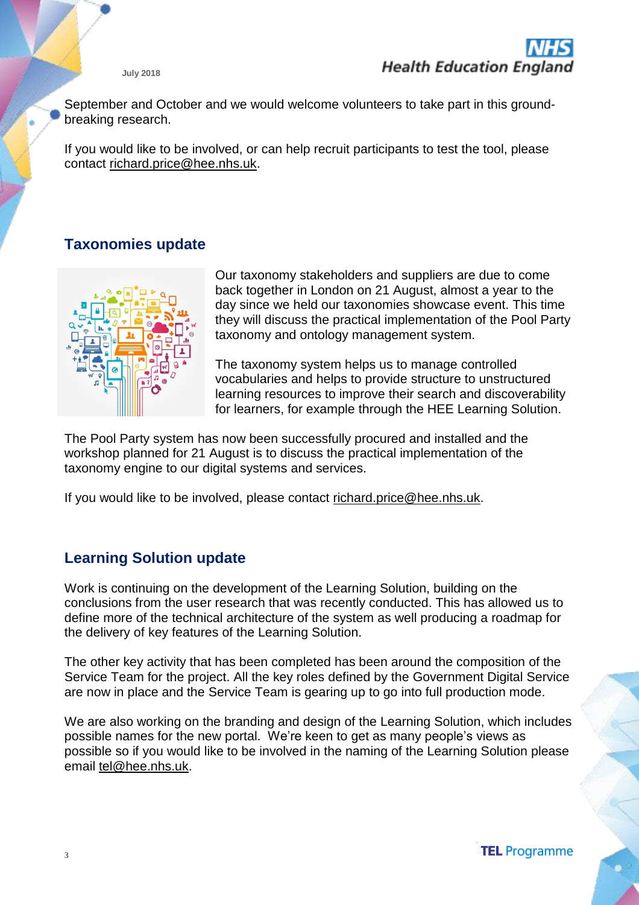September and October and we would welcome volunteers to take part in this ground-breaking research.

If you would like to be involved, or can help recruit participants to test the tool, please contact richard.price@hee.nhs.uk.

## Taxonomies update

Our taxonomy stakeholders and suppliers are due to come back together in London on 21 August, almost a year to the day since we held our taxonomies showcase event. This time they will discuss the practical implementation of the Pool Party taxonomy and ontology management system.

The taxonomy system helps us to manage controlled vocabularies and helps to provide structure to unstructured learning resources to improve their search and discoverability for learners, for example through the HEE Learning Solution.

The Pool Party system has now been successfully procured and installed and the workshop planned for 21 August is to discuss the practical implementation of the taxonomy engine to our digital systems and services.

If you would like to be involved, please contact richard.price@hee.nhs.uk.

## Learning Solution update

Work is continuing on the development of the Learning Solution, building on the conclusions from the user research that was recently conducted. This has allowed us to define more of the technical architecture of the system as well producing a roadmap for the delivery of key features of the Learning Solution.

The other key activity that has been completed has been around the composition of the Service Team for the project. All the key roles defined by the Government Digital Service are now in place and the Service Team is gearing up to go into full production mode.

We are also working on the branding and design of the Learning Solution, which includes possible names for the new portal. We're keen to get as many people's views as possible so if you would like to be involved in the naming of the Learning Solution please email tel@hee.nhs.uk.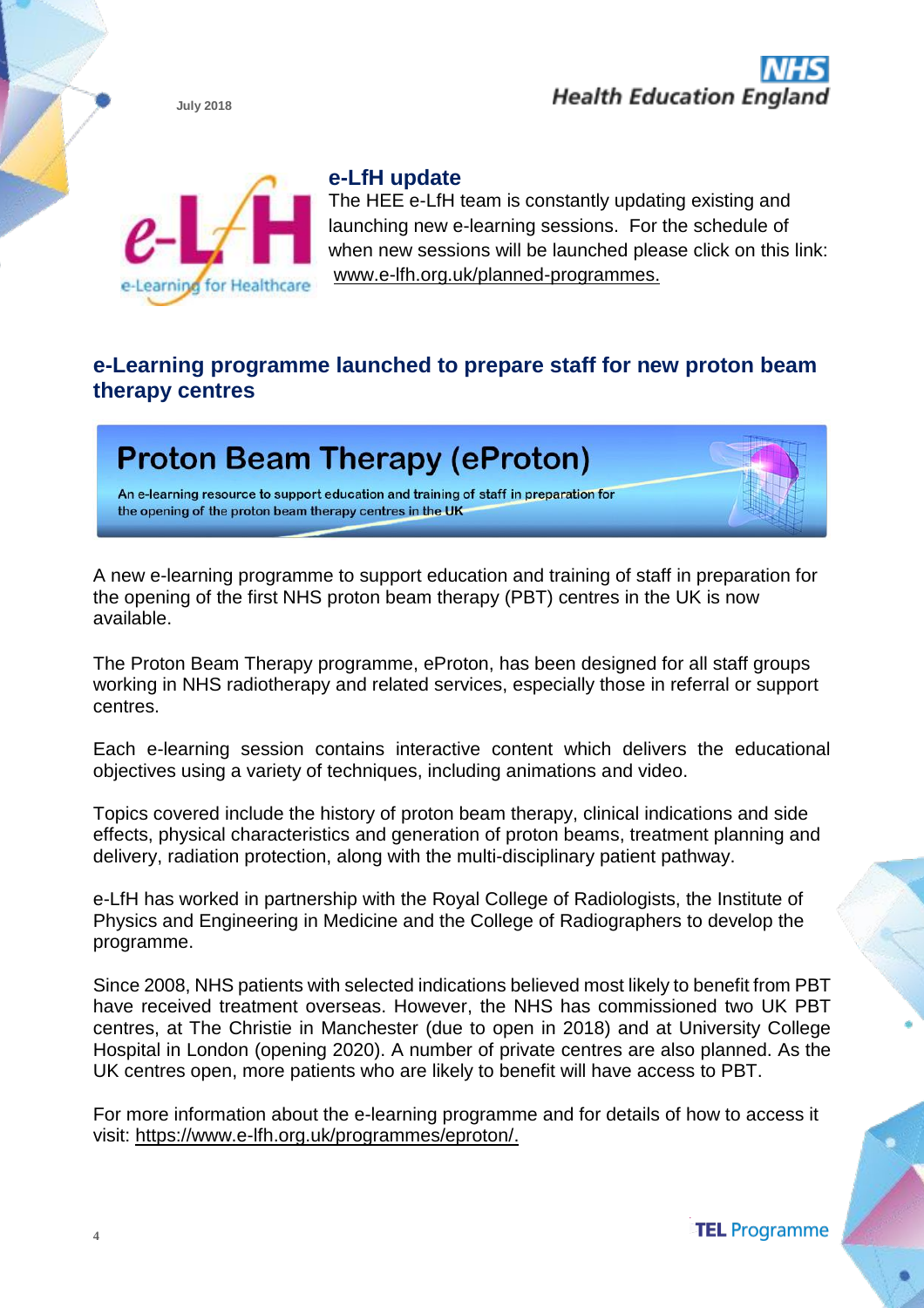July 2018

## e-LfH update

The HEE e-LfH team is constantly updating existing and launching new e-learning sessions. For the schedule of when new sessions will be launched please click on this link: www.e-lfh.org.uk/planned-programmes.

## e-Learning programme launched to prepare staff for new proton beam therapy centres

**Proton Beam Therapy (eProton)**

An e-learning resource to support education and training of staff in preparation for the opening of the proton beam therapy centres in the UK

A new e-learning programme to support education and training of staff in preparation for the opening of the first NHS proton beam therapy (PBT) centres in the UK is now available.

The Proton Beam Therapy programme, eProton, has been designed for all staff groups working in NHS radiotherapy and related services, especially those in referral or support centres.

Each e-learning session contains interactive content which delivers the educational objectives using a variety of techniques, including animations and video.

Topics covered include the history of proton beam therapy, clinical indications and side effects, physical characteristics and generation of proton beams, treatment planning and delivery, radiation protection, along with the multi-disciplinary patient pathway.

e-LfH has worked in partnership with the Royal College of Radiologists, the Institute of Physics and Engineering in Medicine and the College of Radiographers to develop the programme.

Since 2008, NHS patients with selected indications believed most likely to benefit from PBT have received treatment overseas. However, the NHS has commissioned two UK PBT centres, at The Christie in Manchester (due to open in 2018) and at University College Hospital in London (opening 2020). A number of private centres are also planned. As the UK centres open, more patients who are likely to benefit will have access to PBT.

For more information about the e-learning programme and for details of how to access it visit: https://www.e-lfh.org.uk/programmes/eproton/.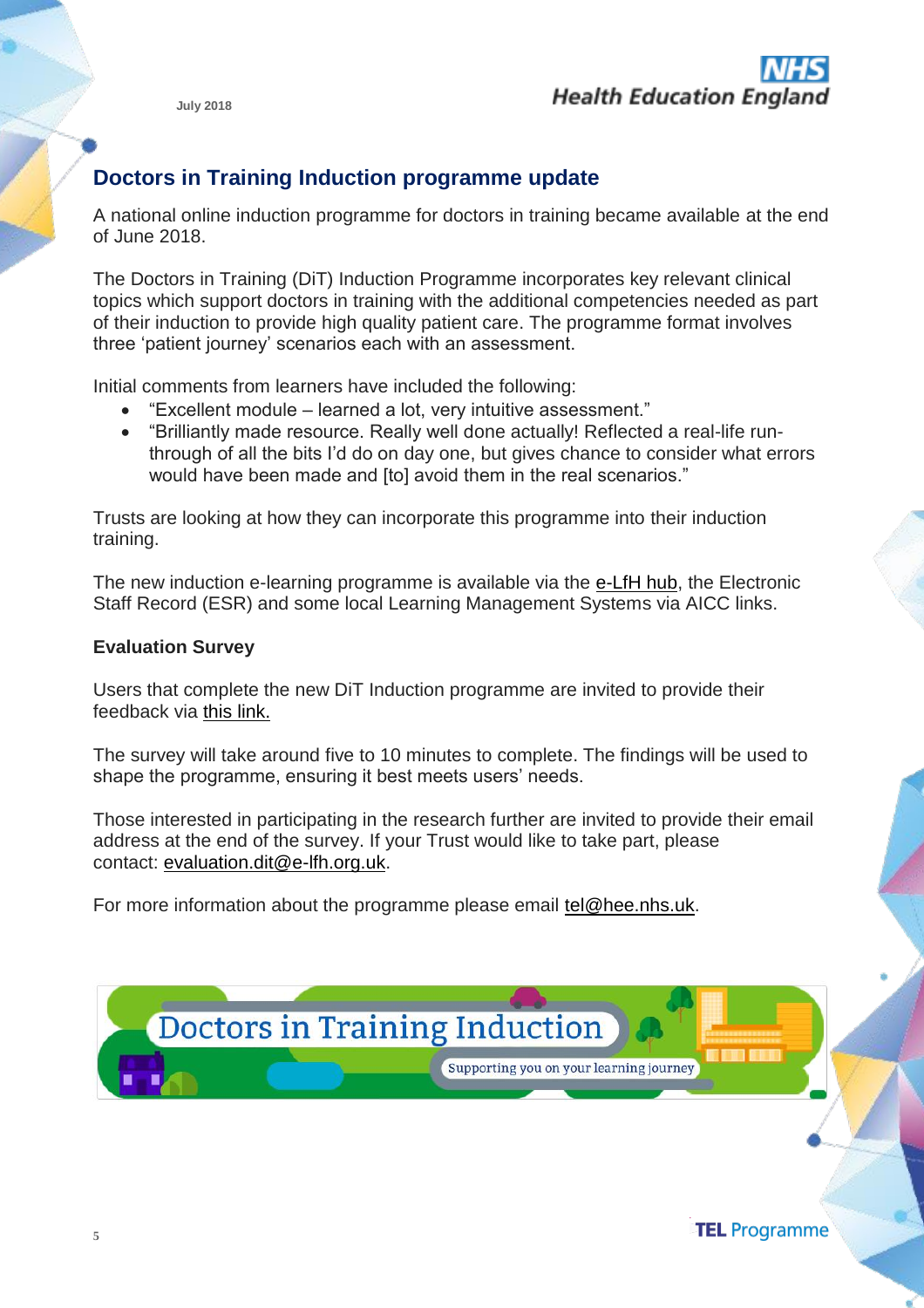July 2018

## Doctors in Training Induction programme update

A national online induction programme for doctors in training became available at the end of June 2018.

The Doctors in Training (DiT) Induction Programme incorporates key relevant clinical topics which support doctors in training with the additional competencies needed as part of their induction to provide high quality patient care. The programme format involves three 'patient journey' scenarios each with an assessment.

Initial comments from learners have included the following:

- "Excellent module – learned a lot, very intuitive assessment."
- "Brilliantly made resource. Really well done actually! Reflected a real-life run-through of all the bits I'd do on day one, but gives chance to consider what errors would have been made and [to] avoid them in the real scenarios."

Trusts are looking at how they can incorporate this programme into their induction training.

The new induction e-learning programme is available via the e-LfH hub, the Electronic Staff Record (ESR) and some local Learning Management Systems via AICC links.

### Evaluation Survey

Users that complete the new DiT Induction programme are invited to provide their feedback via this link.

The survey will take around five to 10 minutes to complete. The findings will be used to shape the programme, ensuring it best meets users' needs.

Those interested in participating in the research further are invited to provide their email address at the end of the survey. If your Trust would like to take part, please contact: evaluation.dit@e-lfh.org.uk.

For more information about the programme please email tel@hee.nhs.uk.

Doctors in Training Induction

Supporting you on your learning journey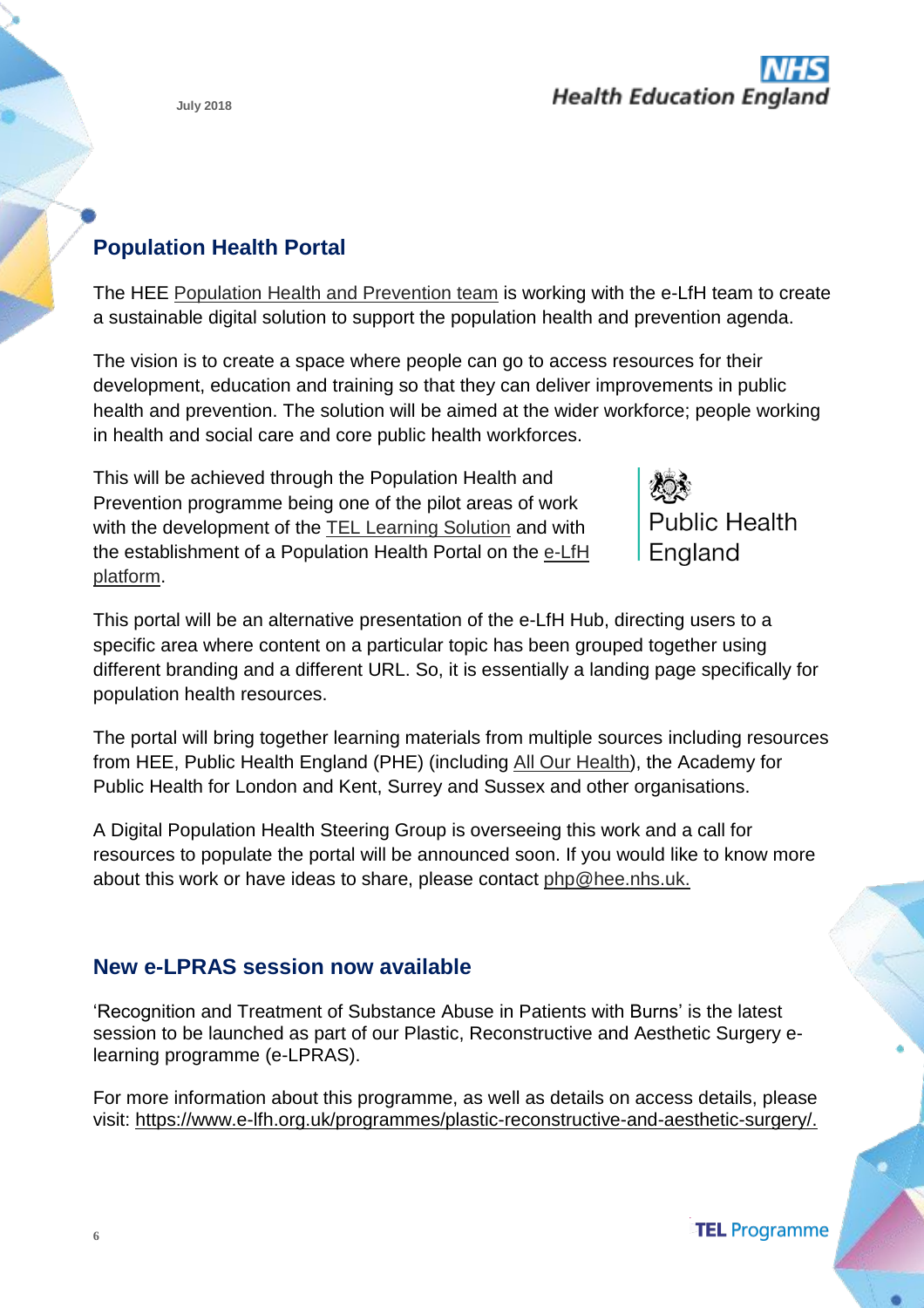## Population Health Portal

The HEE Population Health and Prevention team is working with the e-LfH team to create a sustainable digital solution to support the population health and prevention agenda.

The vision is to create a space where people can go to access resources for their development, education and training so that they can deliver improvements in public health and prevention. The solution will be aimed at the wider workforce; people working in health and social care and core public health workforces.

This will be achieved through the Population Health and Prevention programme being one of the pilot areas of work with the development of the TEL Learning Solution and with the establishment of a Population Health Portal on the e-LfH platform.

Public Health England

This portal will be an alternative presentation of the e-LfH Hub, directing users to a specific area where content on a particular topic has been grouped together using different branding and a different URL. So, it is essentially a landing page specifically for population health resources.

The portal will bring together learning materials from multiple sources including resources from HEE, Public Health England (PHE) (including All Our Health), the Academy for Public Health for London and Kent, Surrey and Sussex and other organisations.

A Digital Population Health Steering Group is overseeing this work and a call for resources to populate the portal will be announced soon. If you would like to know more about this work or have ideas to share, please contact php@hee.nhs.uk.

## New e-LPRAS session now available

'Recognition and Treatment of Substance Abuse in Patients with Burns' is the latest session to be launched as part of our Plastic, Reconstructive and Aesthetic Surgery e-learning programme (e-LPRAS).

For more information about this programme, as well as details on access details, please visit: https://www.e-lfh.org.uk/programmes/plastic-reconstructive-and-aesthetic-surgery/.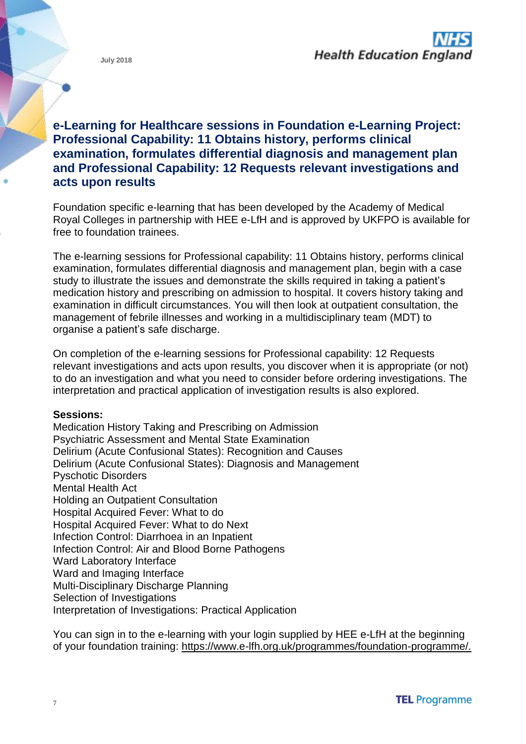## e-Learning for Healthcare sessions in Foundation e-Learning Project: Professional Capability: 11 Obtains history, performs clinical examination, formulates differential diagnosis and management plan and Professional Capability: 12 Requests relevant investigations and acts upon results

Foundation specific e-learning that has been developed by the Academy of Medical Royal Colleges in partnership with HEE e-LfH and is approved by UKFPO is available for free to foundation trainees.

The e-learning sessions for Professional capability: 11 Obtains history, performs clinical examination, formulates differential diagnosis and management plan, begin with a case study to illustrate the issues and demonstrate the skills required in taking a patient's medication history and prescribing on admission to hospital. It covers history taking and examination in difficult circumstances. You will then look at outpatient consultation, the management of febrile illnesses and working in a multidisciplinary team (MDT) to organise a patient's safe discharge.

On completion of the e-learning sessions for Professional capability: 12 Requests relevant investigations and acts upon results, you discover when it is appropriate (or not) to do an investigation and what you need to consider before ordering investigations. The interpretation and practical application of investigation results is also explored.

**Sessions:**
Medication History Taking and Prescribing on Admission
Psychiatric Assessment and Mental State Examination
Delirium (Acute Confusional States): Recognition and Causes
Delirium (Acute Confusional States): Diagnosis and Management
Pyschotic Disorders
Mental Health Act
Holding an Outpatient Consultation
Hospital Acquired Fever: What to do
Hospital Acquired Fever: What to do Next
Infection Control: Diarrhoea in an Inpatient
Infection Control: Air and Blood Borne Pathogens
Ward Laboratory Interface
Ward and Imaging Interface
Multi-Disciplinary Discharge Planning
Selection of Investigations
Interpretation of Investigations: Practical Application

You can sign in to the e-learning with your login supplied by HEE e-LfH at the beginning of your foundation training: https://www.e-lfh.org.uk/programmes/foundation-programme/.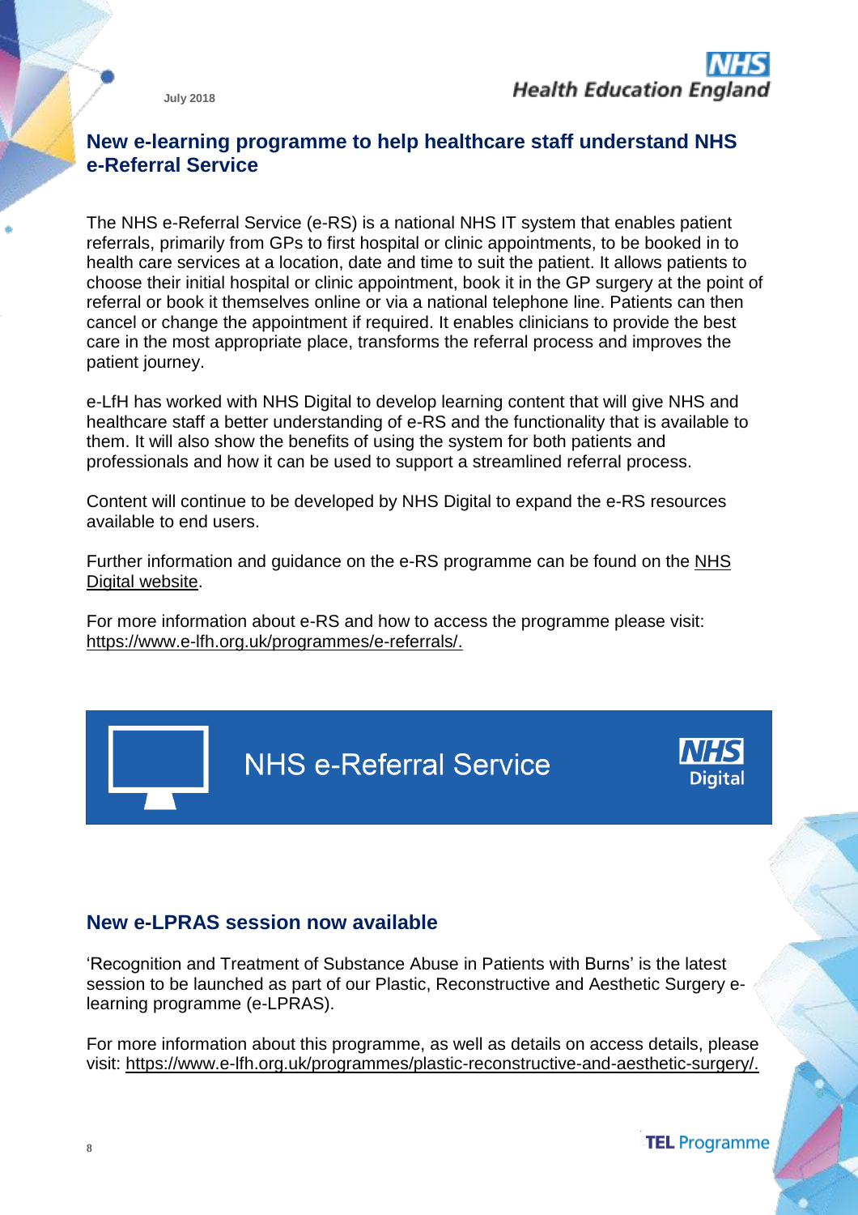## New e-learning programme to help healthcare staff understand NHS e-Referral Service

The NHS e-Referral Service (e-RS) is a national NHS IT system that enables patient referrals, primarily from GPs to first hospital or clinic appointments, to be booked in to health care services at a location, date and time to suit the patient. It allows patients to choose their initial hospital or clinic appointment, book it in the GP surgery at the point of referral or book it themselves online or via a national telephone line. Patients can then cancel or change the appointment if required. It enables clinicians to provide the best care in the most appropriate place, transforms the referral process and improves the patient journey.

e-LfH has worked with NHS Digital to develop learning content that will give NHS and healthcare staff a better understanding of e-RS and the functionality that is available to them. It will also show the benefits of using the system for both patients and professionals and how it can be used to support a streamlined referral process.

Content will continue to be developed by NHS Digital to expand the e-RS resources available to end users.

Further information and guidance on the e-RS programme can be found on the NHS Digital website.

For more information about e-RS and how to access the programme please visit: https://www.e-lfh.org.uk/programmes/e-referrals/.

NHS e-Referral Service

NHS Digital

## New e-LPRAS session now available

'Recognition and Treatment of Substance Abuse in Patients with Burns' is the latest session to be launched as part of our Plastic, Reconstructive and Aesthetic Surgery e-learning programme (e-LPRAS).

For more information about this programme, as well as details on access details, please visit: https://www.e-lfh.org.uk/programmes/plastic-reconstructive-and-aesthetic-surgery/.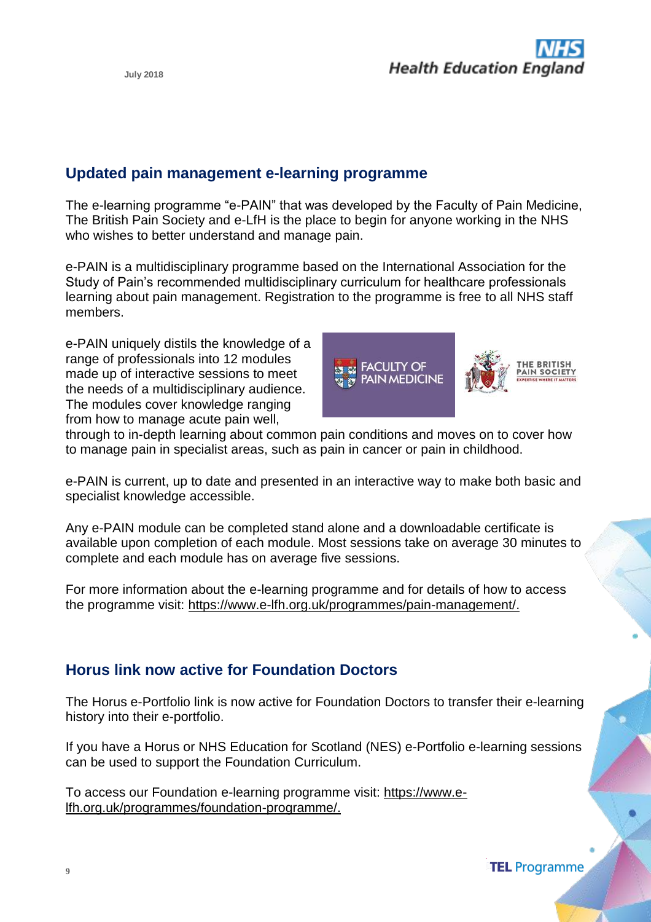## Updated pain management e-learning programme

The e-learning programme "e-PAIN" that was developed by the Faculty of Pain Medicine, The British Pain Society and e-LfH is the place to begin for anyone working in the NHS who wishes to better understand and manage pain.

e-PAIN is a multidisciplinary programme based on the International Association for the Study of Pain's recommended multidisciplinary curriculum for healthcare professionals learning about pain management. Registration to the programme is free to all NHS staff members.

e-PAIN uniquely distils the knowledge of a range of professionals into 12 modules made up of interactive sessions to meet the needs of a multidisciplinary audience. The modules cover knowledge ranging from how to manage acute pain well, through to in-depth learning about common pain conditions and moves on to cover how to manage pain in specialist areas, such as pain in cancer or pain in childhood.

e-PAIN is current, up to date and presented in an interactive way to make both basic and specialist knowledge accessible.

Any e-PAIN module can be completed stand alone and a downloadable certificate is available upon completion of each module. Most sessions take on average 30 minutes to complete and each module has on average five sessions.

For more information about the e-learning programme and for details of how to access the programme visit: https://www.e-lfh.org.uk/programmes/pain-management/.

## Horus link now active for Foundation Doctors

The Horus e-Portfolio link is now active for Foundation Doctors to transfer their e-learning history into their e-portfolio.

If you have a Horus or NHS Education for Scotland (NES) e-Portfolio e-learning sessions can be used to support the Foundation Curriculum.

To access our Foundation e-learning programme visit: https://www.e-lfh.org.uk/programmes/foundation-programme/.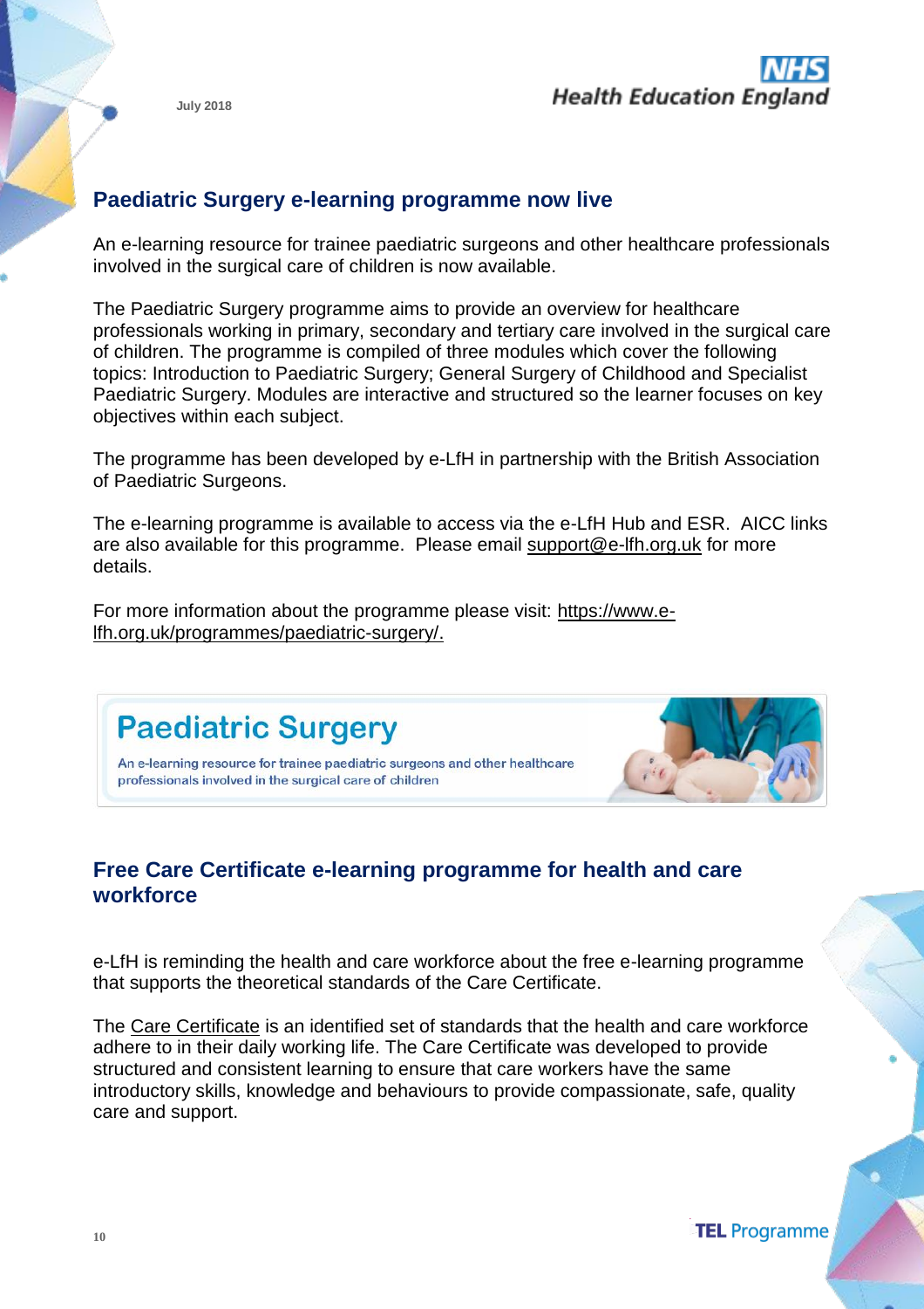## Paediatric Surgery e-learning programme now live

An e-learning resource for trainee paediatric surgeons and other healthcare professionals involved in the surgical care of children is now available.

The Paediatric Surgery programme aims to provide an overview for healthcare professionals working in primary, secondary and tertiary care involved in the surgical care of children. The programme is compiled of three modules which cover the following topics: Introduction to Paediatric Surgery; General Surgery of Childhood and Specialist Paediatric Surgery. Modules are interactive and structured so the learner focuses on key objectives within each subject.

The programme has been developed by e-LfH in partnership with the British Association of Paediatric Surgeons.

The e-learning programme is available to access via the e-LfH Hub and ESR. AICC links are also available for this programme. Please email support@e-lfh.org.uk for more details.

For more information about the programme please visit: https://www.e-lfh.org.uk/programmes/paediatric-surgery/.

**Paediatric Surgery**

An e-learning resource for trainee paediatric surgeons and other healthcare professionals involved in the surgical care of children

## Free Care Certificate e-learning programme for health and care workforce

e-LfH is reminding the health and care workforce about the free e-learning programme that supports the theoretical standards of the Care Certificate.

The Care Certificate is an identified set of standards that the health and care workforce adhere to in their daily working life. The Care Certificate was developed to provide structured and consistent learning to ensure that care workers have the same introductory skills, knowledge and behaviours to provide compassionate, safe, quality care and support.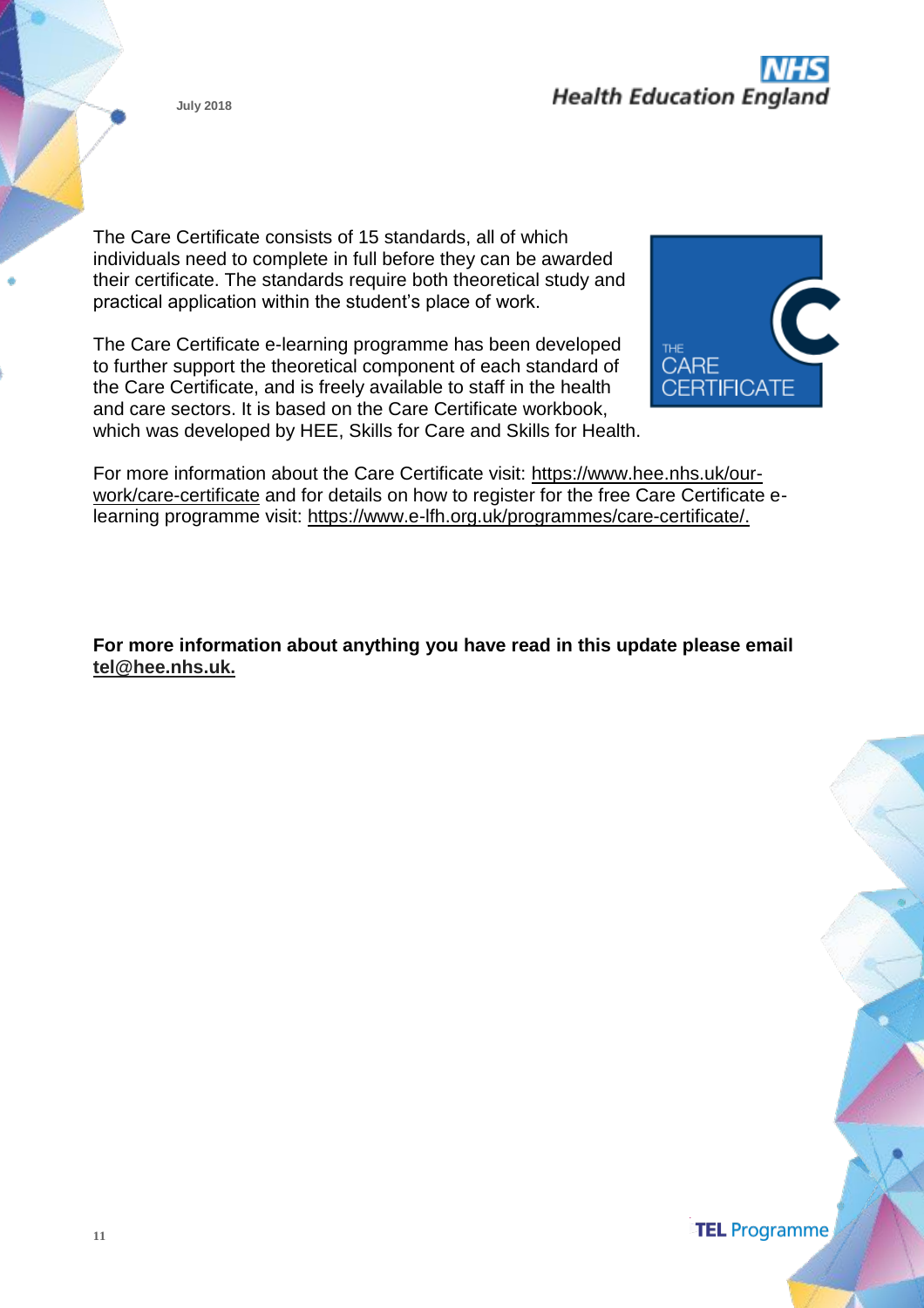The Care Certificate consists of 15 standards, all of which individuals need to complete in full before they can be awarded their certificate. The standards require both theoretical study and practical application within the student's place of work.

The Care Certificate e-learning programme has been developed to further support the theoretical component of each standard of the Care Certificate, and is freely available to staff in the health and care sectors. It is based on the Care Certificate workbook, which was developed by HEE, Skills for Care and Skills for Health.

For more information about the Care Certificate visit: https://www.hee.nhs.uk/our-work/care-certificate and for details on how to register for the free Care Certificate e-learning programme visit: https://www.e-lfh.org.uk/programmes/care-certificate/.

**For more information about anything you have read in this update please email tel@hee.nhs.uk.**